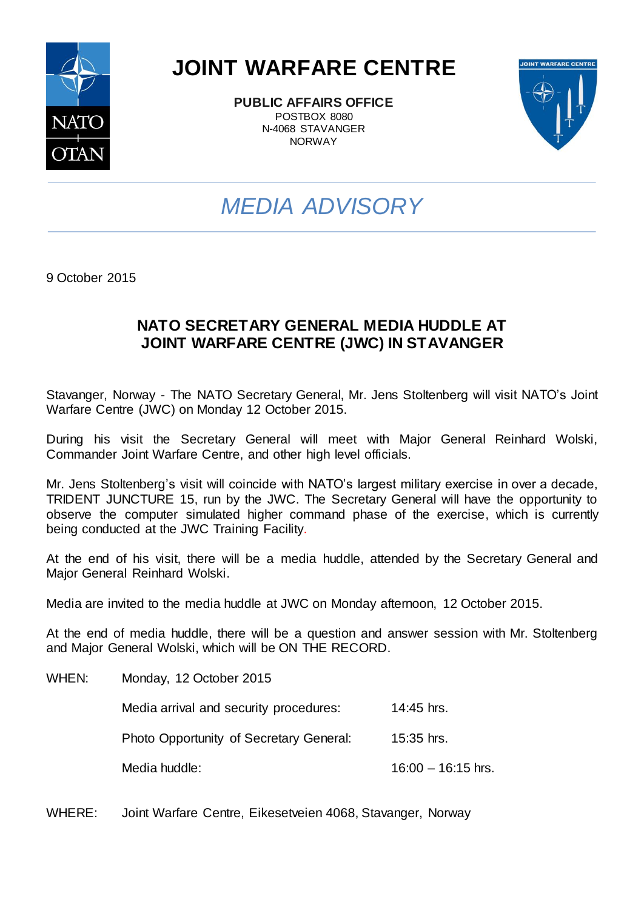# JOINT WARFARE CENTRE

**PUBLIC AFFAIRS OFFICE**
POSTBOX 8080
N-4068 STAVANGER
NORWAY

## *MEDIA ADVISORY*

9 October 2015

### NATO SECRETARY GENERAL MEDIA HUDDLE AT JOINT WARFARE CENTRE (JWC) IN STAVANGER

Stavanger, Norway - The NATO Secretary General, Mr. Jens Stoltenberg will visit NATO's Joint Warfare Centre (JWC) on Monday 12 October 2015.

During his visit the Secretary General will meet with Major General Reinhard Wolski, Commander Joint Warfare Centre, and other high level officials.

Mr. Jens Stoltenberg's visit will coincide with NATO's largest military exercise in over a decade, TRIDENT JUNCTURE 15, run by the JWC. The Secretary General will have the opportunity to observe the computer simulated higher command phase of the exercise, which is currently being conducted at the JWC Training Facility.

At the end of his visit, there will be a media huddle, attended by the Secretary General and Major General Reinhard Wolski.

Media are invited to the media huddle at JWC on Monday afternoon, 12 October 2015.

At the end of media huddle, there will be a question and answer session with Mr. Stoltenberg and Major General Wolski, which will be ON THE RECORD.

| | | |
|---|---|---|
| WHEN: | Monday, 12 October 2015 | |
| | Media arrival and security procedures: | 14:45 hrs. |
| | Photo Opportunity of Secretary General: | 15:35 hrs. |
| | Media huddle: | 16:00 – 16:15 hrs. |

WHERE: Joint Warfare Centre, Eikesetveien 4068, Stavanger, Norway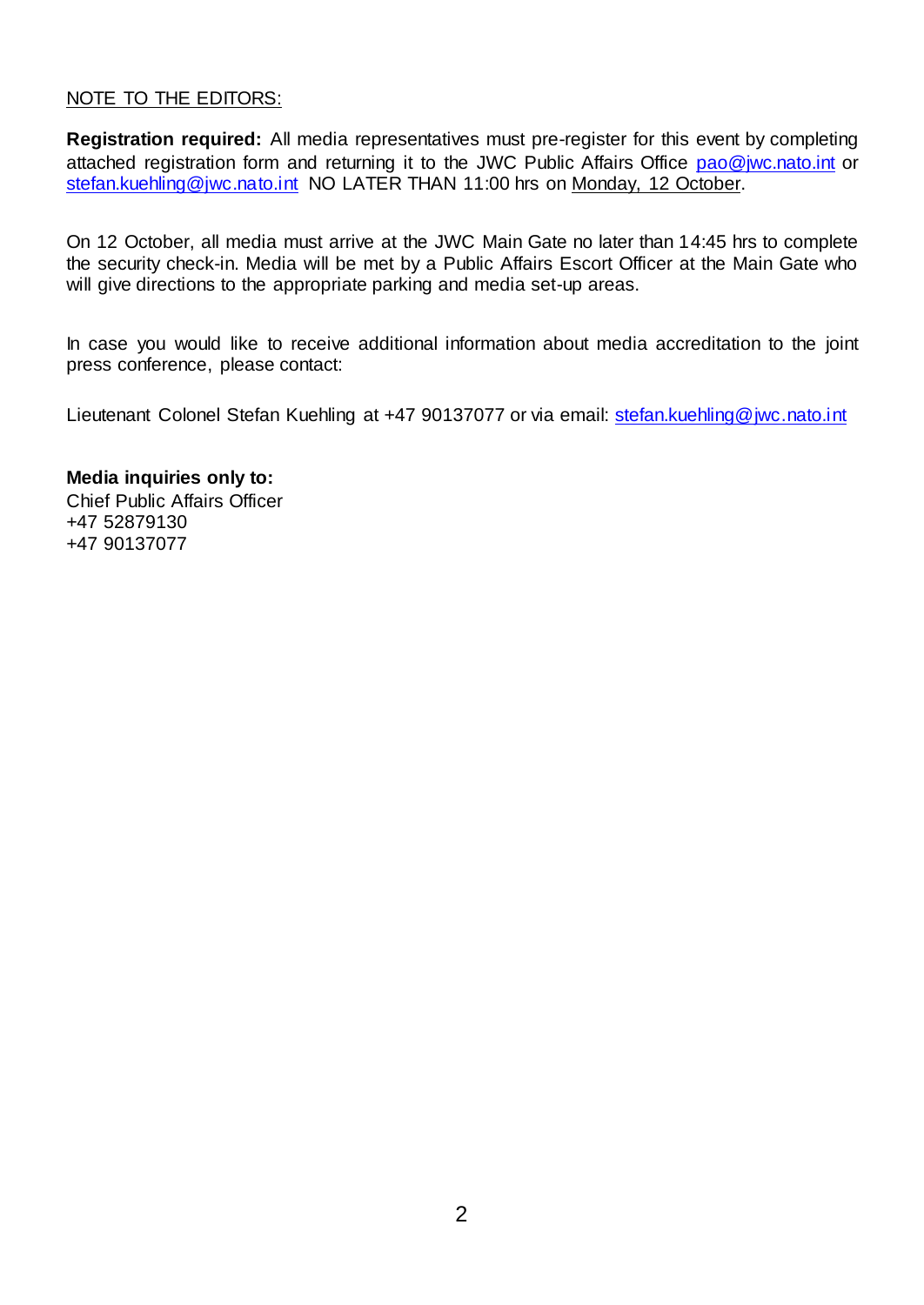NOTE TO THE EDITORS:

**Registration required:** All media representatives must pre-register for this event by completing attached registration form and returning it to the JWC Public Affairs Office pao@jwc.nato.int or stefan.kuehling@jwc.nato.int NO LATER THAN 11:00 hrs on Monday, 12 October.

On 12 October, all media must arrive at the JWC Main Gate no later than 14:45 hrs to complete the security check-in. Media will be met by a Public Affairs Escort Officer at the Main Gate who will give directions to the appropriate parking and media set-up areas.

In case you would like to receive additional information about media accreditation to the joint press conference, please contact:

Lieutenant Colonel Stefan Kuehling at +47 90137077 or via email: stefan.kuehling@jwc.nato.int

**Media inquiries only to:**
Chief Public Affairs Officer
+47 52879130
+47 90137077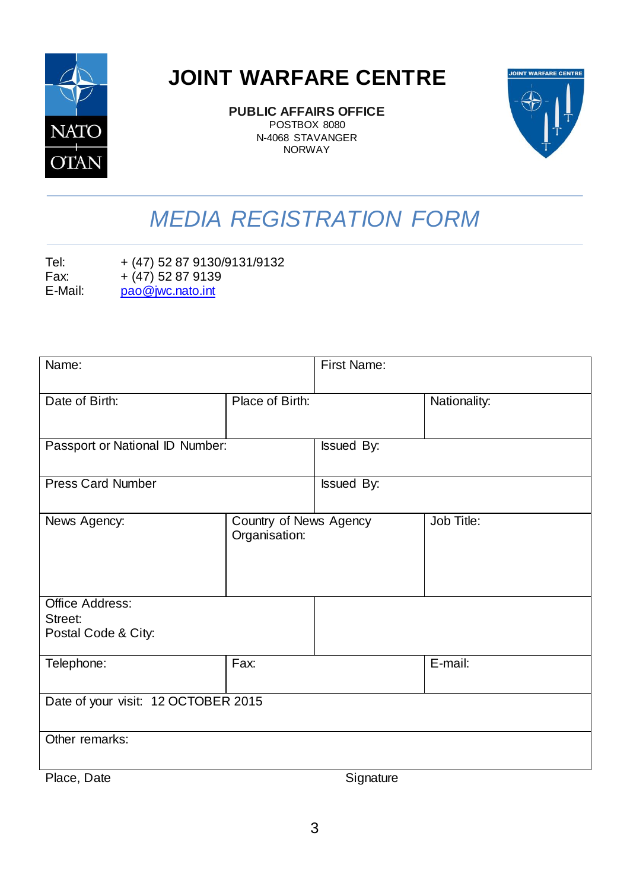# JOINT WARFARE CENTRE

**PUBLIC AFFAIRS OFFICE**
POSTBOX 8080
N-4068 STAVANGER
NORWAY

## *MEDIA REGISTRATION FORM*

Tel: + (47) 52 87 9130/9131/9132
Fax: + (47) 52 87 9139
E-Mail: pao@jwc.nato.int

| | | |
|---|---|---|
| Name: | First Name: | |
| Date of Birth: | Place of Birth: | Nationality: |
| Passport or National ID Number: | Issued By: | |
| Press Card Number | Issued By: | |
| News Agency: | Country of News Agency Organisation: | Job Title: |
| Office Address:<br>Street:<br>Postal Code & City: | | |
| Telephone: | Fax: | E-mail: |
| Date of your visit: 12 OCTOBER 2015 | | |
| Other remarks: | | |

Place, Date                                        Signature